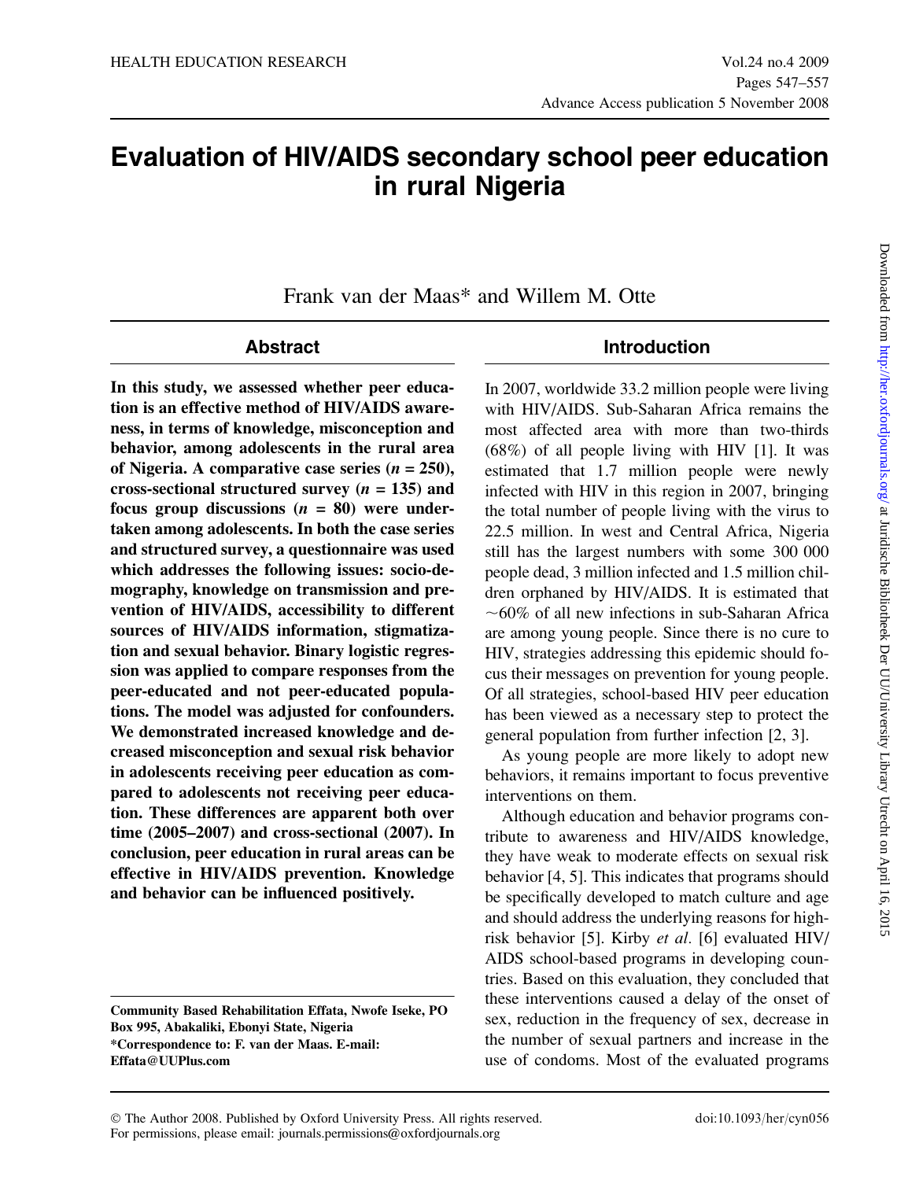# Evaluation of HIV/AIDS secondary school peer education in rural Nigeria

Frank van der Maas* and Willem M. Otte

## Abstract

**In this study, we assessed whether peer education is an effective method of HIV/AIDS awareness, in terms of knowledge, misconception and behavior, among adolescents in the rural area of Nigeria. A comparative case series (*n* = 250), cross-sectional structured survey (*n* = 135) and focus group discussions (*n* = 80) were undertaken among adolescents. In both the case series and structured survey, a questionnaire was used which addresses the following issues: socio-demography, knowledge on transmission and prevention of HIV/AIDS, accessibility to different sources of HIV/AIDS information, stigmatization and sexual behavior. Binary logistic regression was applied to compare responses from the peer-educated and not peer-educated populations. The model was adjusted for confounders. We demonstrated increased knowledge and decreased misconception and sexual risk behavior in adolescents receiving peer education as compared to adolescents not receiving peer education. These differences are apparent both over time (2005–2007) and cross-sectional (2007). In conclusion, peer education in rural areas can be effective in HIV/AIDS prevention. Knowledge and behavior can be influenced positively.**

**Community Based Rehabilitation Effata, Nwofe Iseke, PO Box 995, Abakaliki, Ebonyi State, Nigeria**
***Correspondence to: F. van der Maas. E-mail: Effata@UUPlus.com**

## Introduction

In 2007, worldwide 33.2 million people were living with HIV/AIDS. Sub-Saharan Africa remains the most affected area with more than two-thirds (68%) of all people living with HIV [1]. It was estimated that 1.7 million people were newly infected with HIV in this region in 2007, bringing the total number of people living with the virus to 22.5 million. In west and Central Africa, Nigeria still has the largest numbers with some 300 000 people dead, 3 million infected and 1.5 million children orphaned by HIV/AIDS. It is estimated that ~60% of all new infections in sub-Saharan Africa are among young people. Since there is no cure to HIV, strategies addressing this epidemic should focus their messages on prevention for young people. Of all strategies, school-based HIV peer education has been viewed as a necessary step to protect the general population from further infection [2, 3].

As young people are more likely to adopt new behaviors, it remains important to focus preventive interventions on them.

Although education and behavior programs contribute to awareness and HIV/AIDS knowledge, they have weak to moderate effects on sexual risk behavior [4, 5]. This indicates that programs should be specifically developed to match culture and age and should address the underlying reasons for high-risk behavior [5]. Kirby *et al.* [6] evaluated HIV/AIDS school-based programs in developing countries. Based on this evaluation, they concluded that these interventions caused a delay of the onset of sex, reduction in the frequency of sex, decrease in the number of sexual partners and increase in the use of condoms. Most of the evaluated programs

© The Author 2008. Published by Oxford University Press. All rights reserved.
For permissions, please email: journals.permissions@oxfordjournals.org

doi:10.1093/her/cyn056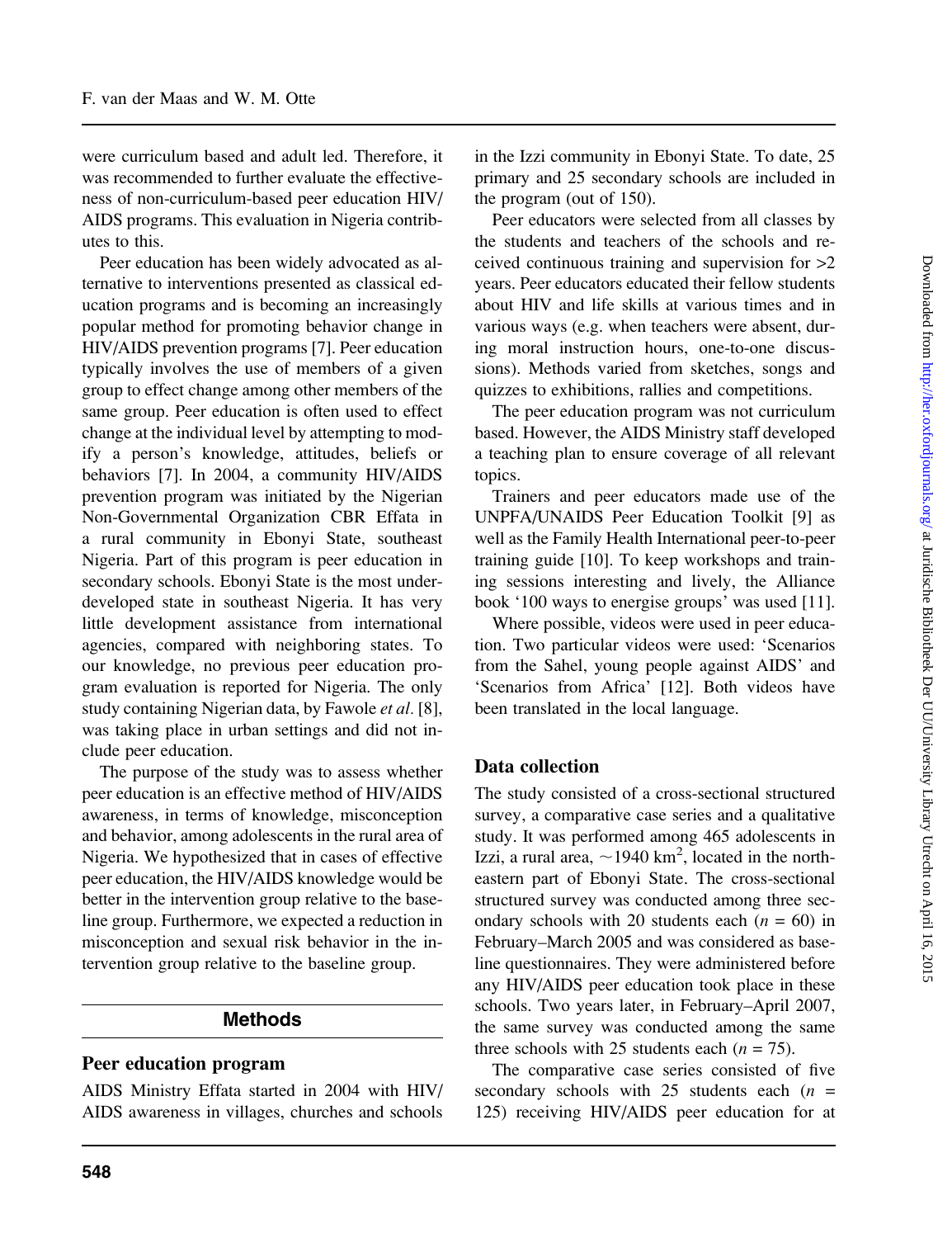were curriculum based and adult led. Therefore, it was recommended to further evaluate the effectiveness of non-curriculum-based peer education HIV/AIDS programs. This evaluation in Nigeria contributes to this.

Peer education has been widely advocated as alternative to interventions presented as classical education programs and is becoming an increasingly popular method for promoting behavior change in HIV/AIDS prevention programs [7]. Peer education typically involves the use of members of a given group to effect change among other members of the same group. Peer education is often used to effect change at the individual level by attempting to modify a person's knowledge, attitudes, beliefs or behaviors [7]. In 2004, a community HIV/AIDS prevention program was initiated by the Nigerian Non-Governmental Organization CBR Effata in a rural community in Ebonyi State, southeast Nigeria. Part of this program is peer education in secondary schools. Ebonyi State is the most underdeveloped state in southeast Nigeria. It has very little development assistance from international agencies, compared with neighboring states. To our knowledge, no previous peer education program evaluation is reported for Nigeria. The only study containing Nigerian data, by Fawole *et al*. [8], was taking place in urban settings and did not include peer education.

The purpose of the study was to assess whether peer education is an effective method of HIV/AIDS awareness, in terms of knowledge, misconception and behavior, among adolescents in the rural area of Nigeria. We hypothesized that in cases of effective peer education, the HIV/AIDS knowledge would be better in the intervention group relative to the baseline group. Furthermore, we expected a reduction in misconception and sexual risk behavior in the intervention group relative to the baseline group.

## Methods

### Peer education program

AIDS Ministry Effata started in 2004 with HIV/AIDS awareness in villages, churches and schools in the Izzi community in Ebonyi State. To date, 25 primary and 25 secondary schools are included in the program (out of 150).

Peer educators were selected from all classes by the students and teachers of the schools and received continuous training and supervision for >2 years. Peer educators educated their fellow students about HIV and life skills at various times and in various ways (e.g. when teachers were absent, during moral instruction hours, one-to-one discussions). Methods varied from sketches, songs and quizzes to exhibitions, rallies and competitions.

The peer education program was not curriculum based. However, the AIDS Ministry staff developed a teaching plan to ensure coverage of all relevant topics.

Trainers and peer educators made use of the UNPFA/UNAIDS Peer Education Toolkit [9] as well as the Family Health International peer-to-peer training guide [10]. To keep workshops and training sessions interesting and lively, the Alliance book '100 ways to energise groups' was used [11].

Where possible, videos were used in peer education. Two particular videos were used: 'Scenarios from the Sahel, young people against AIDS' and 'Scenarios from Africa' [12]. Both videos have been translated in the local language.

### Data collection

The study consisted of a cross-sectional structured survey, a comparative case series and a qualitative study. It was performed among 465 adolescents in Izzi, a rural area, ~1940 km$^2$, located in the northeastern part of Ebonyi State. The cross-sectional structured survey was conducted among three secondary schools with 20 students each ($n$ = 60) in February–March 2005 and was considered as baseline questionnaires. They were administered before any HIV/AIDS peer education took place in these schools. Two years later, in February–April 2007, the same survey was conducted among the same three schools with 25 students each ($n$ = 75).

The comparative case series consisted of five secondary schools with 25 students each ($n$ = 125) receiving HIV/AIDS peer education for at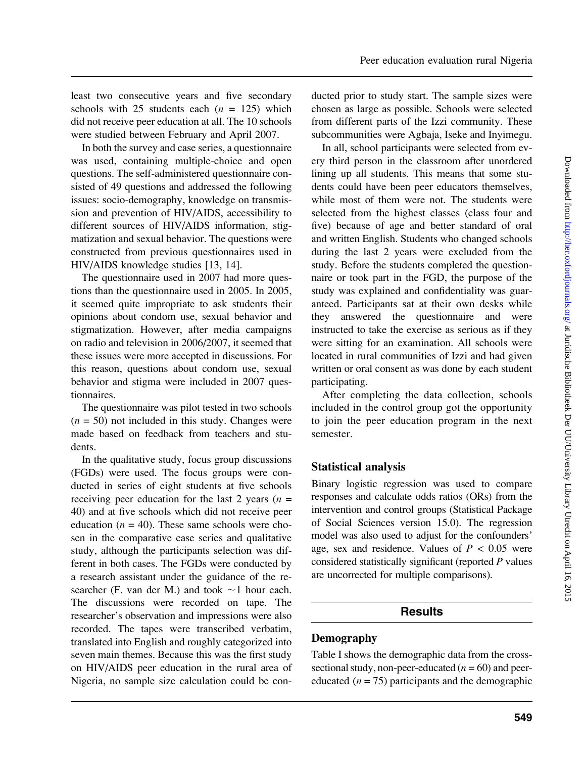least two consecutive years and five secondary schools with 25 students each ($n$ = 125) which did not receive peer education at all. The 10 schools were studied between February and April 2007.

In both the survey and case series, a questionnaire was used, containing multiple-choice and open questions. The self-administered questionnaire consisted of 49 questions and addressed the following issues: socio-demography, knowledge on transmission and prevention of HIV/AIDS, accessibility to different sources of HIV/AIDS information, stigmatization and sexual behavior. The questions were constructed from previous questionnaires used in HIV/AIDS knowledge studies [13, 14].

The questionnaire used in 2007 had more questions than the questionnaire used in 2005. In 2005, it seemed quite impropriate to ask students their opinions about condom use, sexual behavior and stigmatization. However, after media campaigns on radio and television in 2006/2007, it seemed that these issues were more accepted in discussions. For this reason, questions about condom use, sexual behavior and stigma were included in 2007 questionnaires.

The questionnaire was pilot tested in two schools ($n$ = 50) not included in this study. Changes were made based on feedback from teachers and students.

In the qualitative study, focus group discussions (FGDs) were used. The focus groups were conducted in series of eight students at five schools receiving peer education for the last 2 years ($n$ = 40) and at five schools which did not receive peer education ($n$ = 40). These same schools were chosen in the comparative case series and qualitative study, although the participants selection was different in both cases. The FGDs were conducted by a research assistant under the guidance of the researcher (F. van der M.) and took ~1 hour each. The discussions were recorded on tape. The researcher's observation and impressions were also recorded. The tapes were transcribed verbatim, translated into English and roughly categorized into seven main themes. Because this was the first study on HIV/AIDS peer education in the rural area of Nigeria, no sample size calculation could be conducted prior to study start. The sample sizes were chosen as large as possible. Schools were selected from different parts of the Izzi community. These subcommunities were Agbaja, Iseke and Inyimegu.

In all, school participants were selected from every third person in the classroom after unordered lining up all students. This means that some students could have been peer educators themselves, while most of them were not. The students were selected from the highest classes (class four and five) because of age and better standard of oral and written English. Students who changed schools during the last 2 years were excluded from the study. Before the students completed the questionnaire or took part in the FGD, the purpose of the study was explained and confidentiality was guaranteed. Participants sat at their own desks while they answered the questionnaire and were instructed to take the exercise as serious as if they were sitting for an examination. All schools were located in rural communities of Izzi and had given written or oral consent as was done by each student participating.

After completing the data collection, schools included in the control group got the opportunity to join the peer education program in the next semester.

### Statistical analysis

Binary logistic regression was used to compare responses and calculate odds ratios (ORs) from the intervention and control groups (Statistical Package of Social Sciences version 15.0). The regression model was also used to adjust for the confounders' age, sex and residence. Values of $P < 0.05$ were considered statistically significant (reported $P$ values are uncorrected for multiple comparisons).

## Results

### Demography

Table I shows the demographic data from the cross-sectional study, non-peer-educated ($n$ = 60) and peer-educated ($n$ = 75) participants and the demographic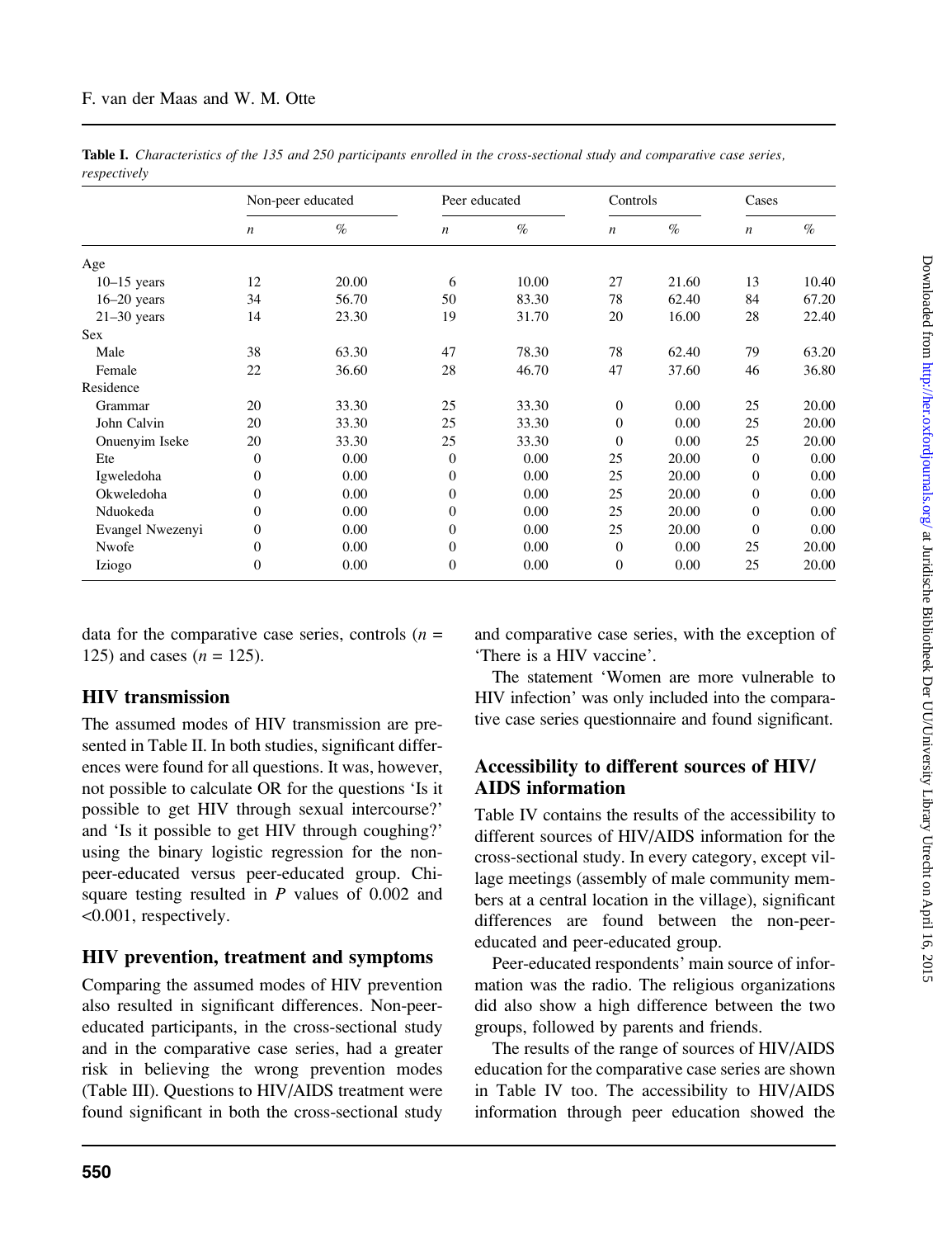**Table I.** *Characteristics of the 135 and 250 participants enrolled in the cross-sectional study and comparative case series, respectively*

| | Non-peer educated | | Peer educated | | Controls | | Cases | |
|---|---|---|---|---|---|---|---|---|
| | *n* | % | *n* | % | *n* | % | *n* | % |
| Age | | | | | | | | |
| 10–15 years | 12 | 20.00 | 6 | 10.00 | 27 | 21.60 | 13 | 10.40 |
| 16–20 years | 34 | 56.70 | 50 | 83.30 | 78 | 62.40 | 84 | 67.20 |
| 21–30 years | 14 | 23.30 | 19 | 31.70 | 20 | 16.00 | 28 | 22.40 |
| Sex | | | | | | | | |
| Male | 38 | 63.30 | 47 | 78.30 | 78 | 62.40 | 79 | 63.20 |
| Female | 22 | 36.60 | 28 | 46.70 | 47 | 37.60 | 46 | 36.80 |
| Residence | | | | | | | | |
| Grammar | 20 | 33.30 | 25 | 33.30 | 0 | 0.00 | 25 | 20.00 |
| John Calvin | 20 | 33.30 | 25 | 33.30 | 0 | 0.00 | 25 | 20.00 |
| Onuenyim Iseke | 20 | 33.30 | 25 | 33.30 | 0 | 0.00 | 25 | 20.00 |
| Ete | 0 | 0.00 | 0 | 0.00 | 25 | 20.00 | 0 | 0.00 |
| Igweledoha | 0 | 0.00 | 0 | 0.00 | 25 | 20.00 | 0 | 0.00 |
| Okweledoha | 0 | 0.00 | 0 | 0.00 | 25 | 20.00 | 0 | 0.00 |
| Nduokeda | 0 | 0.00 | 0 | 0.00 | 25 | 20.00 | 0 | 0.00 |
| Evangel Nwezenyi | 0 | 0.00 | 0 | 0.00 | 25 | 20.00 | 0 | 0.00 |
| Nwofe | 0 | 0.00 | 0 | 0.00 | 0 | 0.00 | 25 | 20.00 |
| Iziogo | 0 | 0.00 | 0 | 0.00 | 0 | 0.00 | 25 | 20.00 |

data for the comparative case series, controls ($n$ = 125) and cases ($n$ = 125).

## HIV transmission

The assumed modes of HIV transmission are presented in Table II. In both studies, significant differences were found for all questions. It was, however, not possible to calculate OR for the questions 'Is it possible to get HIV through sexual intercourse?' and 'Is it possible to get HIV through coughing?' using the binary logistic regression for the non-peer-educated versus peer-educated group. Chi-square testing resulted in $P$ values of 0.002 and <0.001, respectively.

## HIV prevention, treatment and symptoms

Comparing the assumed modes of HIV prevention also resulted in significant differences. Non-peer-educated participants, in the cross-sectional study and in the comparative case series, had a greater risk in believing the wrong prevention modes (Table III). Questions to HIV/AIDS treatment were found significant in both the cross-sectional study and comparative case series, with the exception of 'There is a HIV vaccine'.

The statement 'Women are more vulnerable to HIV infection' was only included into the comparative case series questionnaire and found significant.

## Accessibility to different sources of HIV/AIDS information

Table IV contains the results of the accessibility to different sources of HIV/AIDS information for the cross-sectional study. In every category, except village meetings (assembly of male community members at a central location in the village), significant differences are found between the non-peer-educated and peer-educated group.

Peer-educated respondents' main source of information was the radio. The religious organizations did also show a high difference between the two groups, followed by parents and friends.

The results of the range of sources of HIV/AIDS education for the comparative case series are shown in Table IV too. The accessibility to HIV/AIDS information through peer education showed the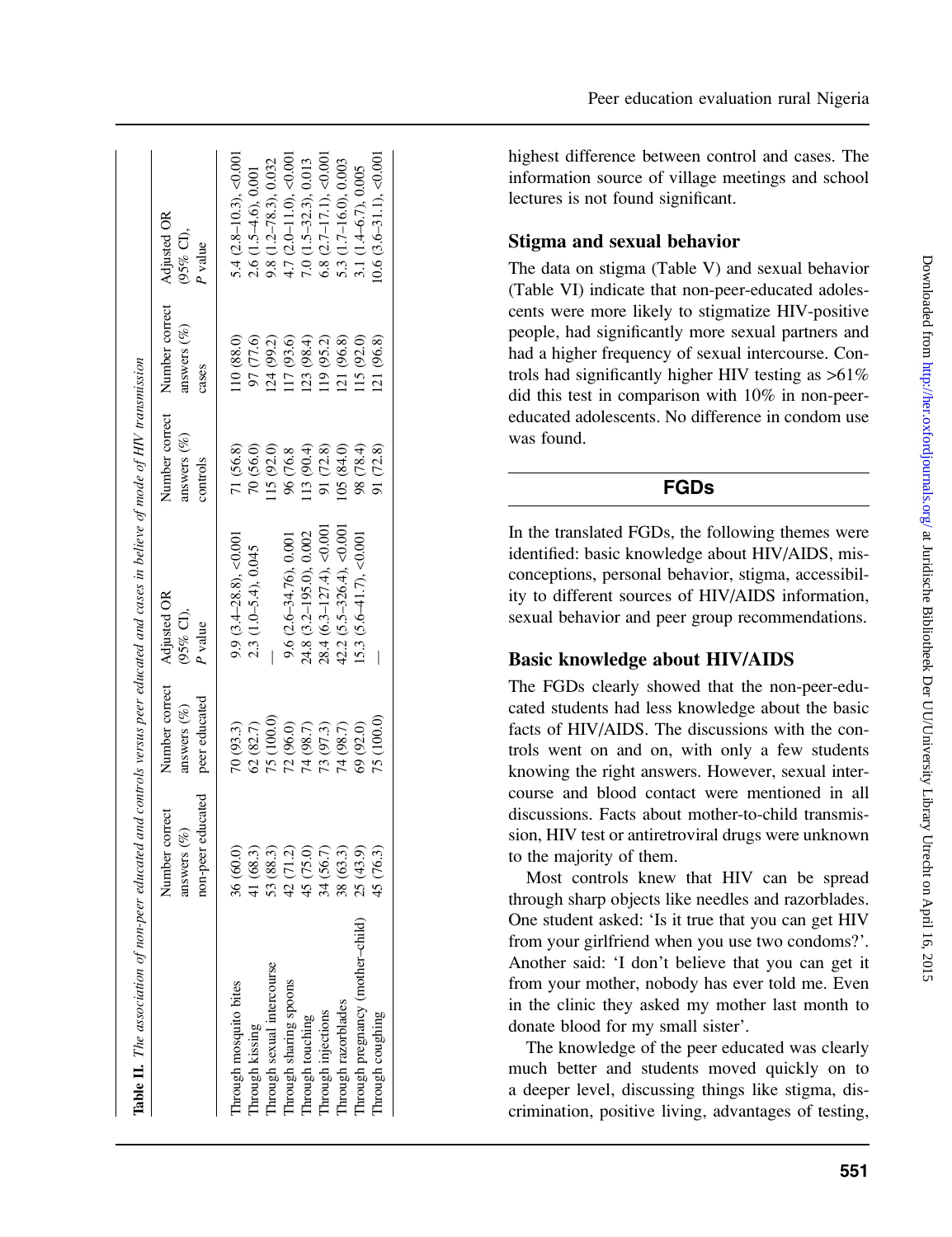**Table II.** *The association of non-peer educated and controls versus peer educated and cases in believe of mode of HIV transmission*

| | Number correct answers (%) non-peer educated | Number correct answers (%) peer educated | Adjusted OR (95% CI), *P* value | Number correct answers (%) controls | Number correct answers (%) cases | Adjusted OR (95% CI), *P* value |
|---|---|---|---|---|---|---|
| Through mosquito bites | 36 (60.0) | 70 (93.3) | 9.9 (3.4–28.8), <0.001 | 71 (56.8) | 110 (88.0) | 5.4 (2.8–10.3), <0.001 |
| Through kissing | 41 (68.3) | 62 (82.7) | 2.3 (1.0–5.4), 0.045 | 70 (56.0) | 97 (77.6) | 2.6 (1.5–4.6), 0.001 |
| Through sexual intercourse | 53 (88.3) | 75 (100.0) | — | 115 (92.0) | 124 (99.2) | 9.8 (1.2–78.3), 0.032 |
| Through sharing spoons | 42 (71.2) | 72 (96.0) | 9.6 (2.6–34.76), 0.001 | 96 (76.8 | 117 (93.6) | 4.7 (2.0–11.0), <0.001 |
| Through touching | 45 (75.0) | 74 (98.7) | 24.8 (3.2–195.0), 0.002 | 113 (90.4) | 123 (98.4) | 7.0 (1.5–32.3), 0.013 |
| Through injections | 34 (56.7) | 73 (97.3) | 28.4 (6.3–127.4), <0.001 | 91 (72.8) | 119 (95.2) | 6.8 (2.7–17.1), <0.001 |
| Through razorblades | 38 (63.3) | 74 (98.7) | 42.2 (5.5–326.4), <0.001 | 105 (84.0) | 121 (96.8) | 5.3 (1.7–16.0), 0.003 |
| Through pregnancy (mother–child) | 25 (43.9) | 69 (92.0) | 15.3 (5.6–41.7), <0.001 | 98 (78.4) | 115 (92.0) | 3.1 (1.4–6.7), 0.005 |
| Through coughing | 45 (76.3) | 75 (100.0) | — | 91 (72.8) | 121 (96.8) | 10.6 (3.6–31.1), <0.001 |

highest difference between control and cases. The information source of village meetings and school lectures is not found significant.

### Stigma and sexual behavior

The data on stigma (Table V) and sexual behavior (Table VI) indicate that non-peer-educated adolescents were more likely to stigmatize HIV-positive people, had significantly more sexual partners and had a higher frequency of sexual intercourse. Controls had significantly higher HIV testing as >61% did this test in comparison with 10% in non-peer-educated adolescents. No difference in condom use was found.

## FGDs

In the translated FGDs, the following themes were identified: basic knowledge about HIV/AIDS, misconceptions, personal behavior, stigma, accessibility to different sources of HIV/AIDS information, sexual behavior and peer group recommendations.

### Basic knowledge about HIV/AIDS

The FGDs clearly showed that the non-peer-educated students had less knowledge about the basic facts of HIV/AIDS. The discussions with the controls went on and on, with only a few students knowing the right answers. However, sexual intercourse and blood contact were mentioned in all discussions. Facts about mother-to-child transmission, HIV test or antiretroviral drugs were unknown to the majority of them.

Most controls knew that HIV can be spread through sharp objects like needles and razorblades. One student asked: 'Is it true that you can get HIV from your girlfriend when you use two condoms?'. Another said: 'I don't believe that you can get it from your mother, nobody has ever told me. Even in the clinic they asked my mother last month to donate blood for my small sister'.

The knowledge of the peer educated was clearly much better and students moved quickly on to a deeper level, discussing things like stigma, discrimination, positive living, advantages of testing,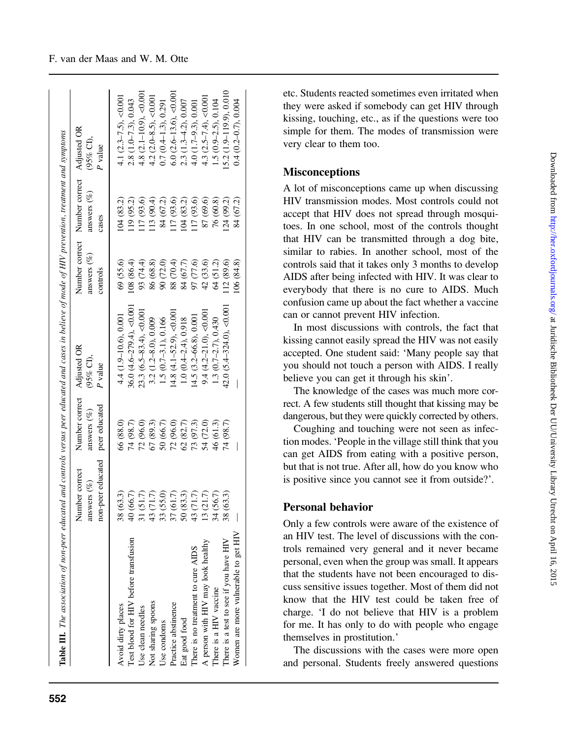**Table III.** *The association of non-peer educated and controls versus peer educated and cases in believe of mode of HIV prevention, treatment and symptoms*

| | Number correct answers (%) non-peer educated | Number correct answers (%) peer educated | Adjusted OR (95% CI), P value | Number correct answers (%) controls | Number correct answers (%) cases | Adjusted OR (95% CI), P value |
|---|---|---|---|---|---|---|
| Avoid dirty places | 38 (63.3) | 66 (88.0) | 4.4 (1.9–10.6), 0.001 | 69 (55.6) | 104 (83.2) | 4.1 (2.3–7.5), <0.001 |
| Test blood for HIV before transfusion | 40 (66.7) | 74 (98.7) | 36.0 (4.6–279.4), <0.001 | 108 (86.4) | 119 (95.2) | 2.8 (1.0–7.3), 0.043 |
| Use clean needles | 31 (51.7) | 72 (96.0) | 23.3 (6.5–83.4), <0.001 | 93 (74.4) | 117 (93.6) | 4.8 (2.1–10.9), <0.001 |
| Not sharing spoons | 43 (71.7) | 67 (89.3) | 3.2 (1.2–8.0), 0.009 | 86 (68.8) | 113 (90.4) | 4.2 (2.0–8.5), <0.001 |
| Use condoms | 33 (55.0) | 50 (66.7) | 1.5 (0.7–3.1), 0.166 | 90 (72.0) | 84 (67.2) | 0.7 (0.4–1.3), 0.291 |
| Practice abstinence | 37 (61.7) | 72 (96.0) | 14.8 (4.1–52.9), <0.001 | 88 (70.4) | 117 (93.6) | 6.0 (2.6–13.6), <0.001 |
| Eat good food | 50 (83.3) | 62 (82.7) | 1.0 (0.4–2.4), 0.918 | 84 (67.7) | 104 (83.2) | 2.3 (1.3–4.2), 0.007 |
| There is no treatment to cure AIDS | 43 (71.7) | 73 (97.3) | 14.5 (3.2–66.8), 0.001 | 97 (77.6) | 117 (93.6) | 4.0 (1.7–9.3), 0.001 |
| A person with HIV may look healthy | 13 (21.7) | 54 (72.0) | 9.4 (4.2–21.0), <0.001 | 42 (33.6) | 87 (69.6) | 4.3 (2.5–7.4), <0.001 |
| There is a HIV vaccine | 34 (56.7) | 46 (61.3) | 1.3 (0.7–2.7), 0.430 | 64 (51.2) | 76 (60.8) | 1.5 (0.9–2.5), 0.104 |
| There is a test to see if you have HIV | 38 (63.3) | 74 (98.7) | 42.0 (5.4–324.0), <0.001 | 112 (89.6) | 124 (99.2) | 15.2 (1.9–119.9), 0.010 |
| Women are more vulnerable to get HIV | — | — | — | 106 (84.8) | 84 (67.2) | 0.4 (0.2–0.7), 0.004 |

etc. Students reacted sometimes even irritated when they were asked if somebody can get HIV through kissing, touching, etc., as if the questions were too simple for them. The modes of transmission were very clear to them too.

## Misconceptions

A lot of misconceptions came up when discussing HIV transmission modes. Most controls could not accept that HIV does not spread through mosquitoes. In one school, most of the controls thought that HIV can be transmitted through a dog bite, similar to rabies. In another school, most of the controls said that it takes only 3 months to develop AIDS after being infected with HIV. It was clear to everybody that there is no cure to AIDS. Much confusion came up about the fact whether a vaccine can or cannot prevent HIV infection.

In most discussions with controls, the fact that kissing cannot easily spread the HIV was not easily accepted. One student said: 'Many people say that you should not touch a person with AIDS. I really believe you can get it through his skin'.

The knowledge of the cases was much more correct. A few students still thought that kissing may be dangerous, but they were quickly corrected by others.

Coughing and touching were not seen as infection modes. 'People in the village still think that you can get AIDS from eating with a positive person, but that is not true. After all, how do you know who is positive since you cannot see it from outside?'.

## Personal behavior

Only a few controls were aware of the existence of an HIV test. The level of discussions with the controls remained very general and it never became personal, even when the group was small. It appears that the students have not been encouraged to discuss sensitive issues together. Most of them did not know that the HIV test could be taken free of charge. 'I do not believe that HIV is a problem for me. It has only to do with people who engage themselves in prostitution.'

The discussions with the cases were more open and personal. Students freely answered questions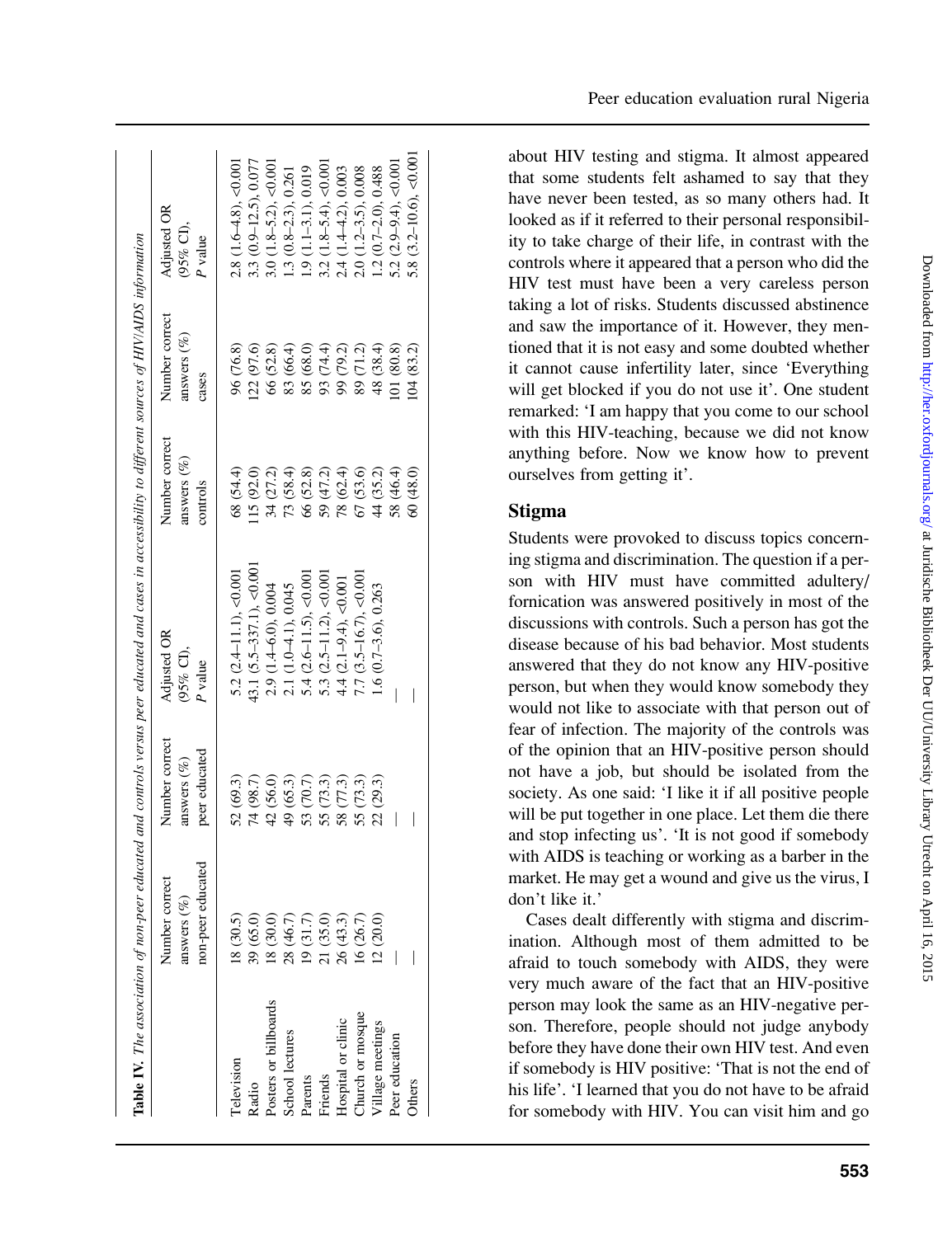**Table IV.** *The association of non-peer educated and controls versus peer educated and cases in accessibility to different sources of HIV/AIDS information*

| | Number correct answers (%) non-peer educated | Number correct answers (%) peer educated | Adjusted OR (95% CI), P value | Number correct answers (%) controls | Number correct answers (%) cases | Adjusted OR (95% CI), P value |
|---|---|---|---|---|---|---|
| Television | 18 (30.5) | 52 (69.3) | 5.2 (2.4–11.1), <0.001 | 68 (54.4) | 96 (76.8) | 2.8 (1.6–4.8), <0.001 |
| Radio | 39 (65.0) | 74 (98.7) | 43.1 (5.5–337.1), <0.001 | 115 (92.0) | 122 (97.6) | 3.3 (0.9–12.5), 0.077 |
| Posters or billboards | 18 (30.0) | 42 (56.0) | 2.9 (1.4–6.0), 0.004 | 34 (27.2) | 66 (52.8) | 3.0 (1.8–5.2), <0.001 |
| School lectures | 28 (46.7) | 49 (65.3) | 2.1 (1.0–4.1), 0.045 | 73 (58.4) | 83 (66.4) | 1.3 (0.8–2.3), 0.261 |
| Parents | 19 (31.7) | 53 (70.7) | 5.4 (2.6–11.5), <0.001 | 66 (52.8) | 85 (68.0) | 1.9 (1.1–3.1), 0.019 |
| Friends | 21 (35.0) | 55 (73.3) | 5.3 (2.5–11.2), <0.001 | 59 (47.2) | 93 (74.4) | 3.2 (1.8–5.4), <0.001 |
| Hospital or clinic | 26 (43.3) | 58 (77.3) | 4.4 (2.1–9.4), <0.001 | 78 (62.4) | 99 (79.2) | 2.4 (1.4–4.2), 0.003 |
| Church or mosque | 16 (26.7) | 55 (73.3) | 7.7 (3.5–16.7), <0.001 | 67 (53.6) | 89 (71.2) | 2.0 (1.2–3.5), 0.008 |
| Village meetings | 12 (20.0) | 22 (29.3) | 1.6 (0.7–3.6), 0.263 | 44 (35.2) | 48 (38.4) | 1.2 (0.7–2.0), 0.488 |
| Peer education | — | — | — | 58 (46.4) | 101 (80.8) | 5.2 (2.9–9.4), <0.001 |
| Others | — | — | — | 60 (48.0) | 104 (83.2) | 5.8 (3.2–10.6), <0.001 |

about HIV testing and stigma. It almost appeared that some students felt ashamed to say that they have never been tested, as so many others had. It looked as if it referred to their personal responsibility to take charge of their life, in contrast with the controls where it appeared that a person who did the HIV test must have been a very careless person taking a lot of risks. Students discussed abstinence and saw the importance of it. However, they mentioned that it is not easy and some doubted whether it cannot cause infertility later, since 'Everything will get blocked if you do not use it'. One student remarked: 'I am happy that you come to our school with this HIV-teaching, because we did not know anything before. Now we know how to prevent ourselves from getting it'.

## Stigma

Students were provoked to discuss topics concerning stigma and discrimination. The question if a person with HIV must have committed adultery/fornication was answered positively in most of the discussions with controls. Such a person has got the disease because of his bad behavior. Most students answered that they do not know any HIV-positive person, but when they would know somebody they would not like to associate with that person out of fear of infection. The majority of the controls was of the opinion that an HIV-positive person should not have a job, but should be isolated from the society. As one said: 'I like it if all positive people will be put together in one place. Let them die there and stop infecting us'. 'It is not good if somebody with AIDS is teaching or working as a barber in the market. He may get a wound and give us the virus, I don't like it.'

Cases dealt differently with stigma and discrimination. Although most of them admitted to be afraid to touch somebody with AIDS, they were very much aware of the fact that an HIV-positive person may look the same as an HIV-negative person. Therefore, people should not judge anybody before they have done their own HIV test. And even if somebody is HIV positive: 'That is not the end of his life'. 'I learned that you do not have to be afraid for somebody with HIV. You can visit him and go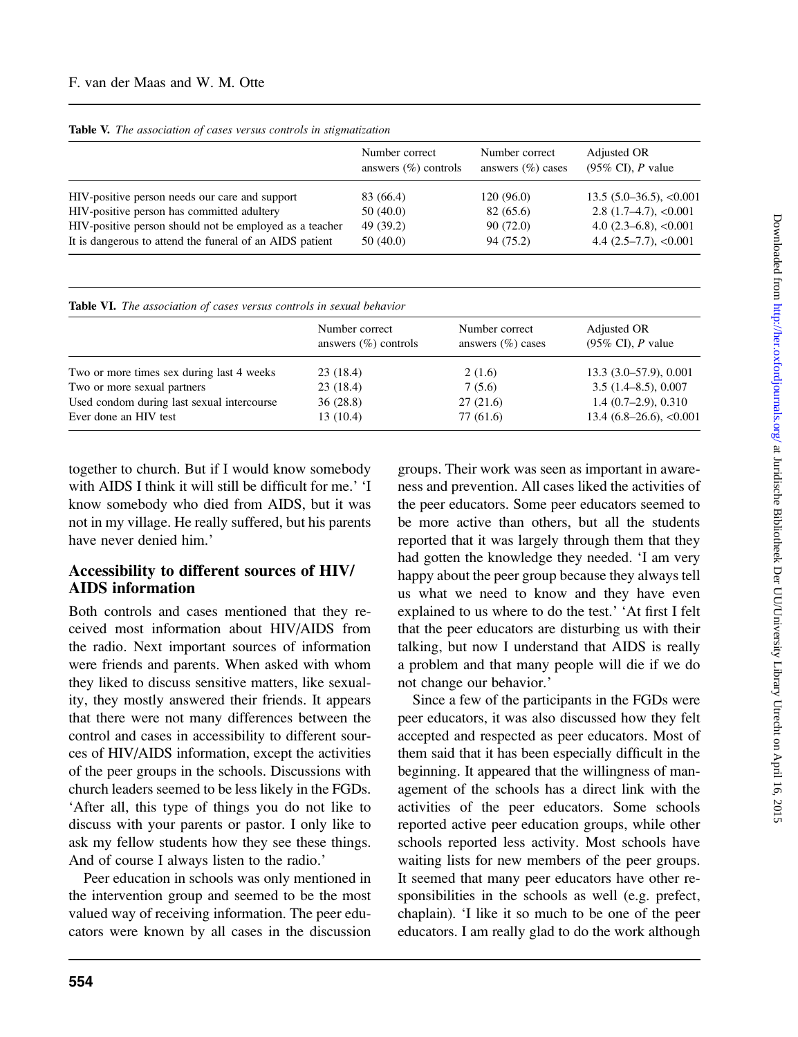**Table V.** *The association of cases versus controls in stigmatization*

| | Number correct answers (%) controls | Number correct answers (%) cases | Adjusted OR (95% CI), *P* value |
|---|---|---|---|
| HIV-positive person needs our care and support | 83 (66.4) | 120 (96.0) | 13.5 (5.0–36.5), <0.001 |
| HIV-positive person has committed adultery | 50 (40.0) | 82 (65.6) | 2.8 (1.7–4.7), <0.001 |
| HIV-positive person should not be employed as a teacher | 49 (39.2) | 90 (72.0) | 4.0 (2.3–6.8), <0.001 |
| It is dangerous to attend the funeral of an AIDS patient | 50 (40.0) | 94 (75.2) | 4.4 (2.5–7.7), <0.001 |

**Table VI.** *The association of cases versus controls in sexual behavior*

| | Number correct answers (%) controls | Number correct answers (%) cases | Adjusted OR (95% CI), *P* value |
|---|---|---|---|
| Two or more times sex during last 4 weeks | 23 (18.4) | 2 (1.6) | 13.3 (3.0–57.9), 0.001 |
| Two or more sexual partners | 23 (18.4) | 7 (5.6) | 3.5 (1.4–8.5), 0.007 |
| Used condom during last sexual intercourse | 36 (28.8) | 27 (21.6) | 1.4 (0.7–2.9), 0.310 |
| Ever done an HIV test | 13 (10.4) | 77 (61.6) | 13.4 (6.8–26.6), <0.001 |

together to church. But if I would know somebody with AIDS I think it will still be difficult for me.' 'I know somebody who died from AIDS, but it was not in my village. He really suffered, but his parents have never denied him.'

## Accessibility to different sources of HIV/AIDS information

Both controls and cases mentioned that they received most information about HIV/AIDS from the radio. Next important sources of information were friends and parents. When asked with whom they liked to discuss sensitive matters, like sexuality, they mostly answered their friends. It appears that there were not many differences between the control and cases in accessibility to different sources of HIV/AIDS information, except the activities of the peer groups in the schools. Discussions with church leaders seemed to be less likely in the FGDs. 'After all, this type of things you do not like to discuss with your parents or pastor. I only like to ask my fellow students how they see these things. And of course I always listen to the radio.'

Peer education in schools was only mentioned in the intervention group and seemed to be the most valued way of receiving information. The peer educators were known by all cases in the discussion groups. Their work was seen as important in awareness and prevention. All cases liked the activities of the peer educators. Some peer educators seemed to be more active than others, but all the students reported that it was largely through them that they had gotten the knowledge they needed. 'I am very happy about the peer group because they always tell us what we need to know and they have even explained to us where to do the test.' 'At first I felt that the peer educators are disturbing us with their talking, but now I understand that AIDS is really a problem and that many people will die if we do not change our behavior.'

Since a few of the participants in the FGDs were peer educators, it was also discussed how they felt accepted and respected as peer educators. Most of them said that it has been especially difficult in the beginning. It appeared that the willingness of management of the schools has a direct link with the activities of the peer educators. Some schools reported active peer education groups, while other schools reported less activity. Most schools have waiting lists for new members of the peer groups. It seemed that many peer educators have other responsibilities in the schools as well (e.g. prefect, chaplain). 'I like it so much to be one of the peer educators. I am really glad to do the work although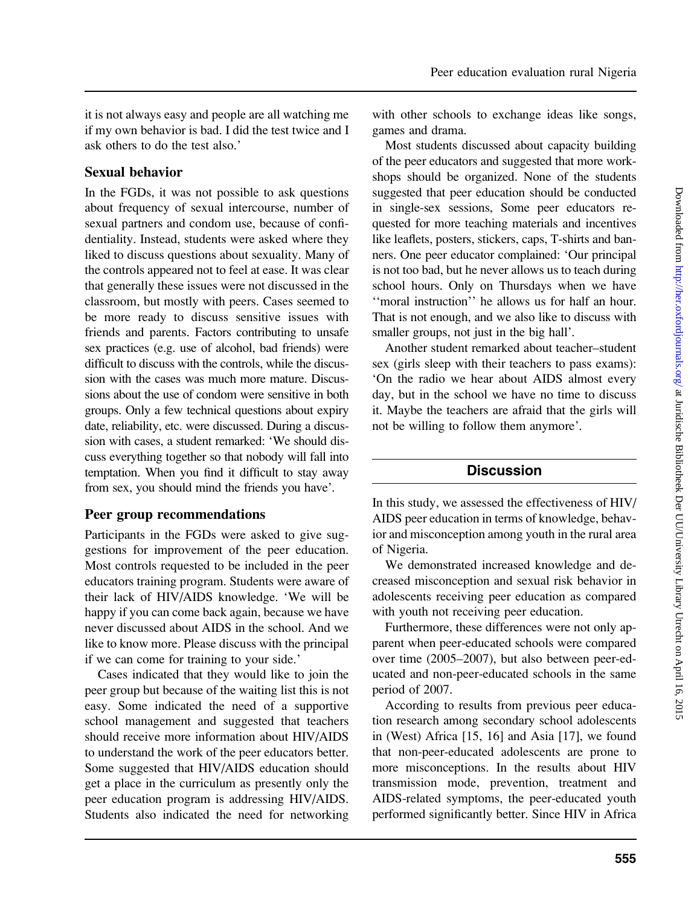it is not always easy and people are all watching me if my own behavior is bad. I did the test twice and I ask others to do the test also.'

### Sexual behavior

In the FGDs, it was not possible to ask questions about frequency of sexual intercourse, number of sexual partners and condom use, because of confidentiality. Instead, students were asked where they liked to discuss questions about sexuality. Many of the controls appeared not to feel at ease. It was clear that generally these issues were not discussed in the classroom, but mostly with peers. Cases seemed to be more ready to discuss sensitive issues with friends and parents. Factors contributing to unsafe sex practices (e.g. use of alcohol, bad friends) were difficult to discuss with the controls, while the discussion with the cases was much more mature. Discussions about the use of condom were sensitive in both groups. Only a few technical questions about expiry date, reliability, etc. were discussed. During a discussion with cases, a student remarked: 'We should discuss everything together so that nobody will fall into temptation. When you find it difficult to stay away from sex, you should mind the friends you have'.

### Peer group recommendations

Participants in the FGDs were asked to give suggestions for improvement of the peer education. Most controls requested to be included in the peer educators training program. Students were aware of their lack of HIV/AIDS knowledge. 'We will be happy if you can come back again, because we have never discussed about AIDS in the school. And we like to know more. Please discuss with the principal if we can come for training to your side.'

Cases indicated that they would like to join the peer group but because of the waiting list this is not easy. Some indicated the need of a supportive school management and suggested that teachers should receive more information about HIV/AIDS to understand the work of the peer educators better. Some suggested that HIV/AIDS education should get a place in the curriculum as presently only the peer education program is addressing HIV/AIDS. Students also indicated the need for networking with other schools to exchange ideas like songs, games and drama.

Most students discussed about capacity building of the peer educators and suggested that more workshops should be organized. None of the students suggested that peer education should be conducted in single-sex sessions, Some peer educators requested for more teaching materials and incentives like leaflets, posters, stickers, caps, T-shirts and banners. One peer educator complained: 'Our principal is not too bad, but he never allows us to teach during school hours. Only on Thursdays when we have ''moral instruction'' he allows us for half an hour. That is not enough, and we also like to discuss with smaller groups, not just in the big hall'.

Another student remarked about teacher–student sex (girls sleep with their teachers to pass exams): 'On the radio we hear about AIDS almost every day, but in the school we have no time to discuss it. Maybe the teachers are afraid that the girls will not be willing to follow them anymore'.

## Discussion

In this study, we assessed the effectiveness of HIV/AIDS peer education in terms of knowledge, behavior and misconception among youth in the rural area of Nigeria.

We demonstrated increased knowledge and decreased misconception and sexual risk behavior in adolescents receiving peer education as compared with youth not receiving peer education.

Furthermore, these differences were not only apparent when peer-educated schools were compared over time (2005–2007), but also between peer-educated and non-peer-educated schools in the same period of 2007.

According to results from previous peer education research among secondary school adolescents in (West) Africa [15, 16] and Asia [17], we found that non-peer-educated adolescents are prone to more misconceptions. In the results about HIV transmission mode, prevention, treatment and AIDS-related symptoms, the peer-educated youth performed significantly better. Since HIV in Africa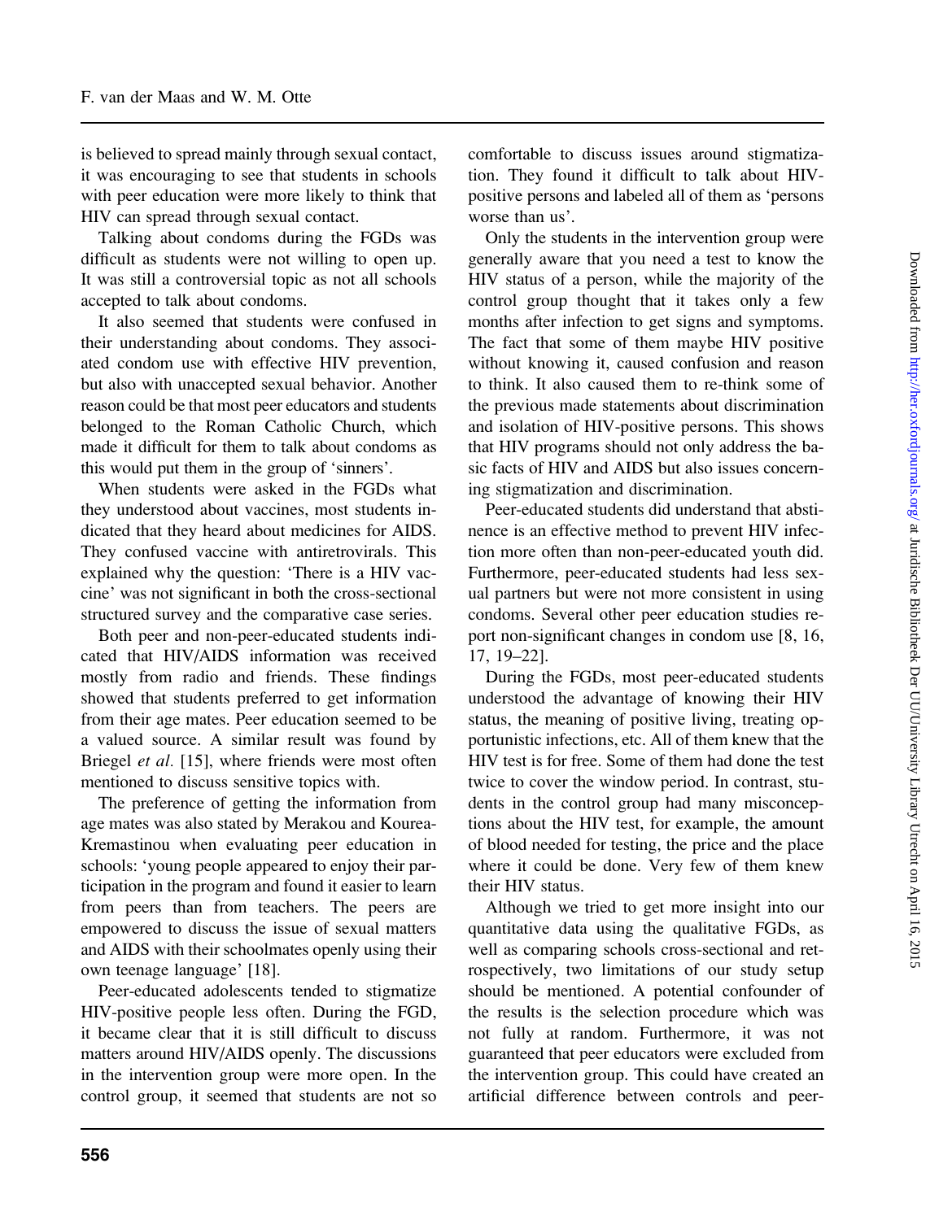is believed to spread mainly through sexual contact, it was encouraging to see that students in schools with peer education were more likely to think that HIV can spread through sexual contact.

Talking about condoms during the FGDs was difficult as students were not willing to open up. It was still a controversial topic as not all schools accepted to talk about condoms.

It also seemed that students were confused in their understanding about condoms. They associated condom use with effective HIV prevention, but also with unaccepted sexual behavior. Another reason could be that most peer educators and students belonged to the Roman Catholic Church, which made it difficult for them to talk about condoms as this would put them in the group of 'sinners'.

When students were asked in the FGDs what they understood about vaccines, most students indicated that they heard about medicines for AIDS. They confused vaccine with antiretrovirals. This explained why the question: 'There is a HIV vaccine' was not significant in both the cross-sectional structured survey and the comparative case series.

Both peer and non-peer-educated students indicated that HIV/AIDS information was received mostly from radio and friends. These findings showed that students preferred to get information from their age mates. Peer education seemed to be a valued source. A similar result was found by Briegel *et al.* [15], where friends were most often mentioned to discuss sensitive topics with.

The preference of getting the information from age mates was also stated by Merakou and Kourea-Kremastinou when evaluating peer education in schools: 'young people appeared to enjoy their participation in the program and found it easier to learn from peers than from teachers. The peers are empowered to discuss the issue of sexual matters and AIDS with their schoolmates openly using their own teenage language' [18].

Peer-educated adolescents tended to stigmatize HIV-positive people less often. During the FGD, it became clear that it is still difficult to discuss matters around HIV/AIDS openly. The discussions in the intervention group were more open. In the control group, it seemed that students are not so comfortable to discuss issues around stigmatization. They found it difficult to talk about HIV-positive persons and labeled all of them as 'persons worse than us'.

Only the students in the intervention group were generally aware that you need a test to know the HIV status of a person, while the majority of the control group thought that it takes only a few months after infection to get signs and symptoms. The fact that some of them maybe HIV positive without knowing it, caused confusion and reason to think. It also caused them to re-think some of the previous made statements about discrimination and isolation of HIV-positive persons. This shows that HIV programs should not only address the basic facts of HIV and AIDS but also issues concerning stigmatization and discrimination.

Peer-educated students did understand that abstinence is an effective method to prevent HIV infection more often than non-peer-educated youth did. Furthermore, peer-educated students had less sexual partners but were not more consistent in using condoms. Several other peer education studies report non-significant changes in condom use [8, 16, 17, 19–22].

During the FGDs, most peer-educated students understood the advantage of knowing their HIV status, the meaning of positive living, treating opportunistic infections, etc. All of them knew that the HIV test is for free. Some of them had done the test twice to cover the window period. In contrast, students in the control group had many misconceptions about the HIV test, for example, the amount of blood needed for testing, the price and the place where it could be done. Very few of them knew their HIV status.

Although we tried to get more insight into our quantitative data using the qualitative FGDs, as well as comparing schools cross-sectional and retrospectively, two limitations of our study setup should be mentioned. A potential confounder of the results is the selection procedure which was not fully at random. Furthermore, it was not guaranteed that peer educators were excluded from the intervention group. This could have created an artificial difference between controls and peer-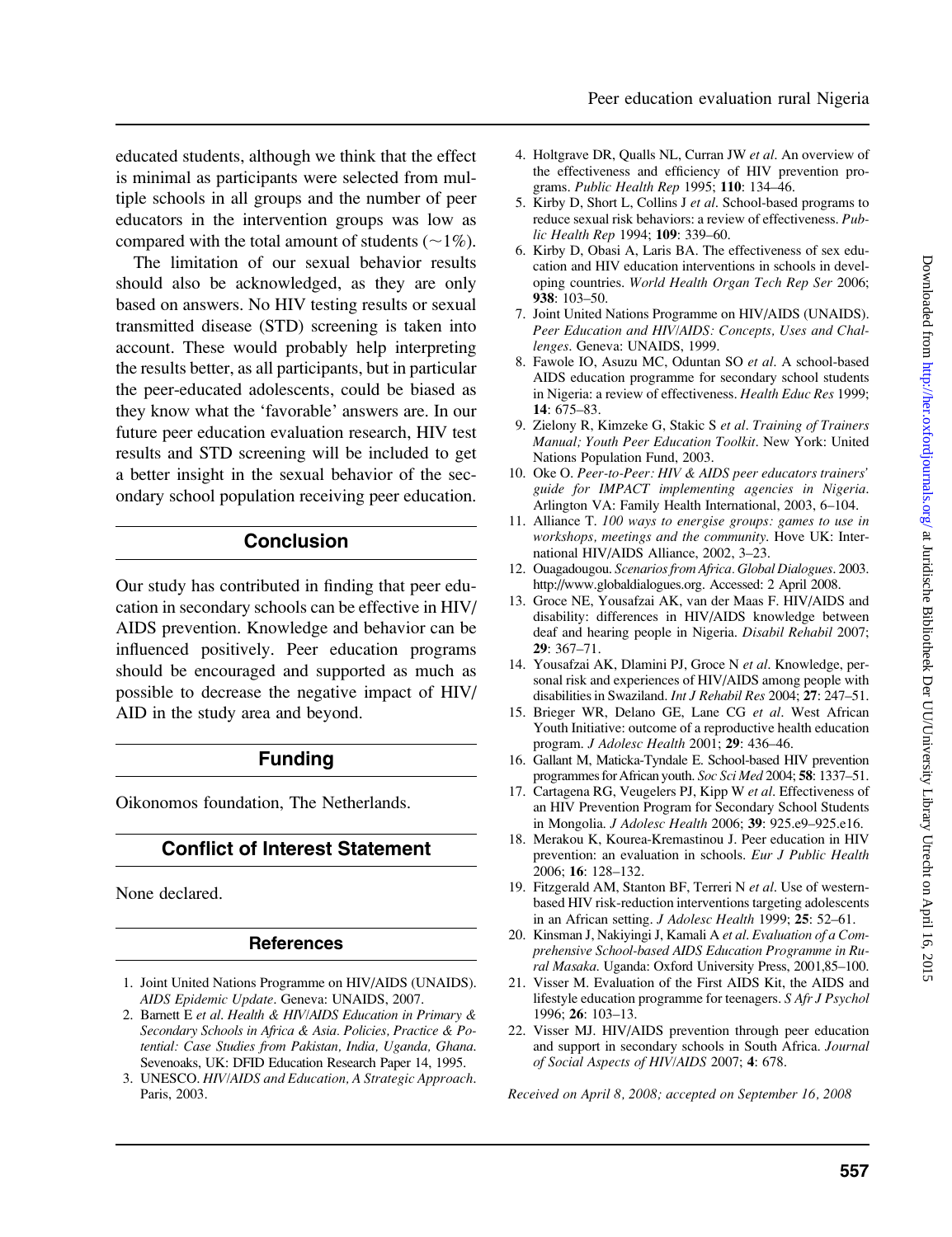educated students, although we think that the effect is minimal as participants were selected from multiple schools in all groups and the number of peer educators in the intervention groups was low as compared with the total amount of students (~1%).

The limitation of our sexual behavior results should also be acknowledged, as they are only based on answers. No HIV testing results or sexual transmitted disease (STD) screening is taken into account. These would probably help interpreting the results better, as all participants, but in particular the peer-educated adolescents, could be biased as they know what the 'favorable' answers are. In our future peer education evaluation research, HIV test results and STD screening will be included to get a better insight in the sexual behavior of the secondary school population receiving peer education.

## Conclusion

Our study has contributed in finding that peer education in secondary schools can be effective in HIV/AIDS prevention. Knowledge and behavior can be influenced positively. Peer education programs should be encouraged and supported as much as possible to decrease the negative impact of HIV/AID in the study area and beyond.

## Funding

Oikonomos foundation, The Netherlands.

## Conflict of Interest Statement

None declared.

## References

1. Joint United Nations Programme on HIV/AIDS (UNAIDS). *AIDS Epidemic Update*. Geneva: UNAIDS, 2007.
2. Barnett E *et al*. *Health & HIV/AIDS Education in Primary & Secondary Schools in Africa & Asia. Policies, Practice & Potential: Case Studies from Pakistan, India, Uganda, Ghana.* Sevenoaks, UK: DFID Education Research Paper 14, 1995.
3. UNESCO. *HIV/AIDS and Education, A Strategic Approach*. Paris, 2003.
4. Holtgrave DR, Qualls NL, Curran JW *et al*. An overview of the effectiveness and efficiency of HIV prevention programs. *Public Health Rep* 1995; **110**: 134–46.
5. Kirby D, Short L, Collins J *et al*. School-based programs to reduce sexual risk behaviors: a review of effectiveness. *Public Health Rep* 1994; **109**: 339–60.
6. Kirby D, Obasi A, Laris BA. The effectiveness of sex education and HIV education interventions in schools in developing countries. *World Health Organ Tech Rep Ser* 2006; **938**: 103–50.
7. Joint United Nations Programme on HIV/AIDS (UNAIDS). *Peer Education and HIV/AIDS: Concepts, Uses and Challenges*. Geneva: UNAIDS, 1999.
8. Fawole IO, Asuzu MC, Oduntan SO *et al*. A school-based AIDS education programme for secondary school students in Nigeria: a review of effectiveness. *Health Educ Res* 1999; **14**: 675–83.
9. Zielony R, Kimzeke G, Stakic S *et al*. *Training of Trainers Manual; Youth Peer Education Toolkit*. New York: United Nations Population Fund, 2003.
10. Oke O. *Peer-to-Peer: HIV & AIDS peer educators trainers' guide for IMPACT implementing agencies in Nigeria*. Arlington VA: Family Health International, 2003, 6–104.
11. Alliance T. *100 ways to energise groups: games to use in workshops, meetings and the community*. Hove UK: International HIV/AIDS Alliance, 2002, 3–23.
12. Ouagadougou. *Scenarios from Africa. Global Dialogues*. 2003. http://www.globaldialogues.org. Accessed: 2 April 2008.
13. Groce NE, Yousafzai AK, van der Maas F. HIV/AIDS and disability: differences in HIV/AIDS knowledge between deaf and hearing people in Nigeria. *Disabil Rehabil* 2007; **29**: 367–71.
14. Yousafzai AK, Dlamini PJ, Groce N *et al*. Knowledge, personal risk and experiences of HIV/AIDS among people with disabilities in Swaziland. *Int J Rehabil Res* 2004; **27**: 247–51.
15. Brieger WR, Delano GE, Lane CG *et al*. West African Youth Initiative: outcome of a reproductive health education program. *J Adolesc Health* 2001; **29**: 436–46.
16. Gallant M, Maticka-Tyndale E. School-based HIV prevention programmes for African youth. *Soc Sci Med* 2004; **58**: 1337–51.
17. Cartagena RG, Veugelers PJ, Kipp W *et al*. Effectiveness of an HIV Prevention Program for Secondary School Students in Mongolia. *J Adolesc Health* 2006; **39**: 925.e9–925.e16.
18. Merakou K, Kourea-Kremastinou J. Peer education in HIV prevention: an evaluation in schools. *Eur J Public Health* 2006; **16**: 128–132.
19. Fitzgerald AM, Stanton BF, Terreri N *et al*. Use of western-based HIV risk-reduction interventions targeting adolescents in an African setting. *J Adolesc Health* 1999; **25**: 52–61.
20. Kinsman J, Nakiyingi J, Kamali A *et al*. *Evaluation of a Comprehensive School-based AIDS Education Programme in Rural Masaka.* Uganda: Oxford University Press, 2001,85–100.
21. Visser M. Evaluation of the First AIDS Kit, the AIDS and lifestyle education programme for teenagers. *S Afr J Psychol* 1996; **26**: 103–13.
22. Visser MJ. HIV/AIDS prevention through peer education and support in secondary schools in South Africa. *Journal of Social Aspects of HIV/AIDS* 2007; **4**: 678.

*Received on April 8, 2008; accepted on September 16, 2008*